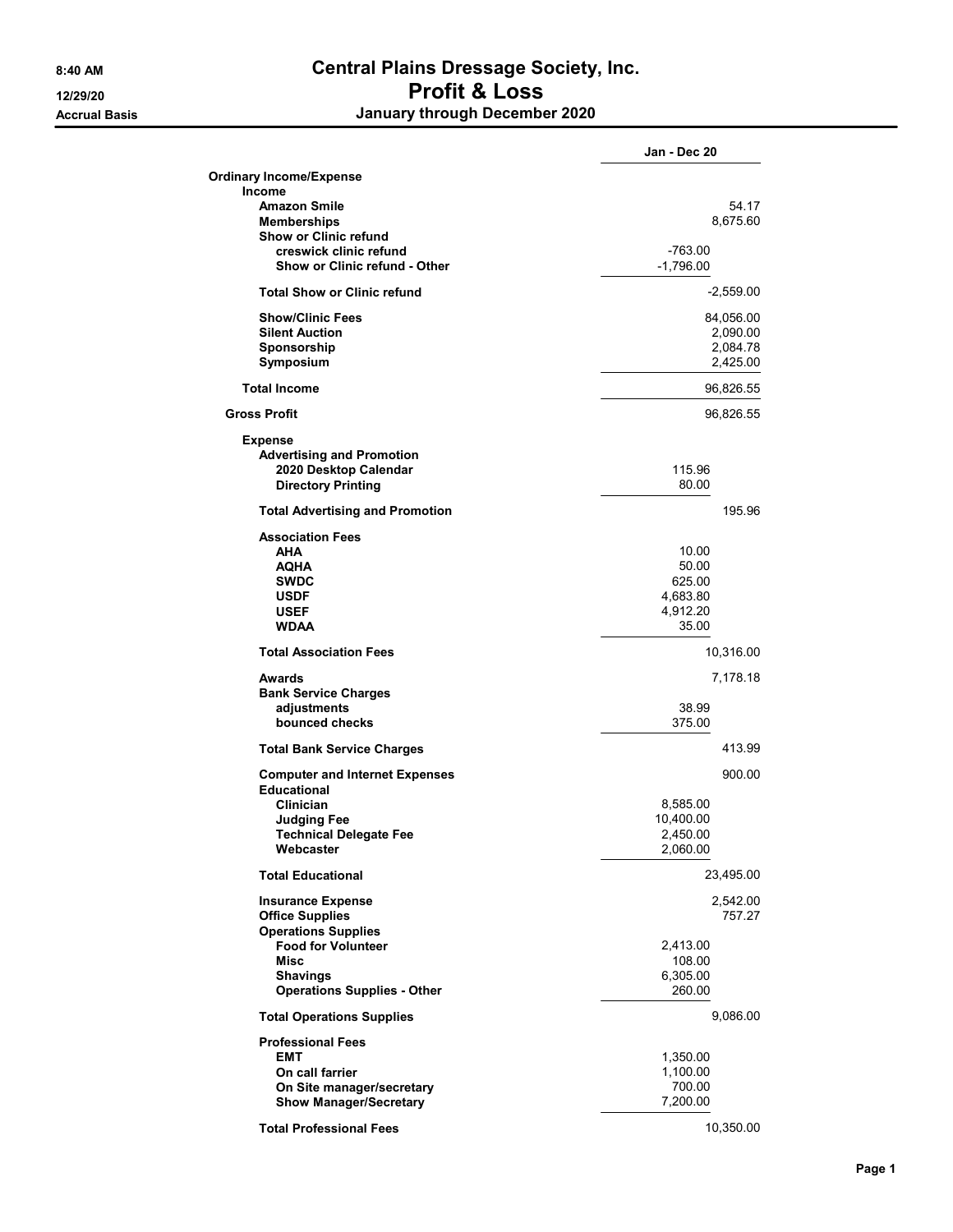# Central Plains Dressage Society, Inc.
## Profit & Loss
### January through December 2020

8:40 AM
12/29/20
Accrual Basis

| | | Jan - Dec 20 |
|---|---|---|
| **Ordinary Income/Expense** | | |
| **Income** | | |
| **Amazon Smile** | | 54.17 |
| **Memberships** | | 8,675.60 |
| **Show or Clinic refund** | | |
| **creswick clinic refund** | -763.00 | |
| **Show or Clinic refund - Other** | -1,796.00 | |
| **Total Show or Clinic refund** | | -2,559.00 |
| **Show/Clinic Fees** | | 84,056.00 |
| **Silent Auction** | | 2,090.00 |
| **Sponsorship** | | 2,084.78 |
| **Symposium** | | 2,425.00 |
| **Total Income** | | 96,826.55 |
| **Gross Profit** | | 96,826.55 |
| **Expense** | | |
| **Advertising and Promotion** | | |
| **2020 Desktop Calendar** | 115.96 | |
| **Directory Printing** | 80.00 | |
| **Total Advertising and Promotion** | | 195.96 |
| **Association Fees** | | |
| **AHA** | 10.00 | |
| **AQHA** | 50.00 | |
| **SWDC** | 625.00 | |
| **USDF** | 4,683.80 | |
| **USEF** | 4,912.20 | |
| **WDAA** | 35.00 | |
| **Total Association Fees** | | 10,316.00 |
| **Awards** | | 7,178.18 |
| **Bank Service Charges** | | |
| **adjustments** | 38.99 | |
| **bounced checks** | 375.00 | |
| **Total Bank Service Charges** | | 413.99 |
| **Computer and Internet Expenses** | | 900.00 |
| **Educational** | | |
| **Clinician** | 8,585.00 | |
| **Judging Fee** | 10,400.00 | |
| **Technical Delegate Fee** | 2,450.00 | |
| **Webcaster** | 2,060.00 | |
| **Total Educational** | | 23,495.00 |
| **Insurance Expense** | | 2,542.00 |
| **Office Supplies** | | 757.27 |
| **Operations Supplies** | | |
| **Food for Volunteer** | 2,413.00 | |
| **Misc** | 108.00 | |
| **Shavings** | 6,305.00 | |
| **Operations Supplies - Other** | 260.00 | |
| **Total Operations Supplies** | | 9,086.00 |
| **Professional Fees** | | |
| **EMT** | 1,350.00 | |
| **On call farrier** | 1,100.00 | |
| **On Site manager/secretary** | 700.00 | |
| **Show Manager/Secretary** | 7,200.00 | |
| **Total Professional Fees** | | 10,350.00 |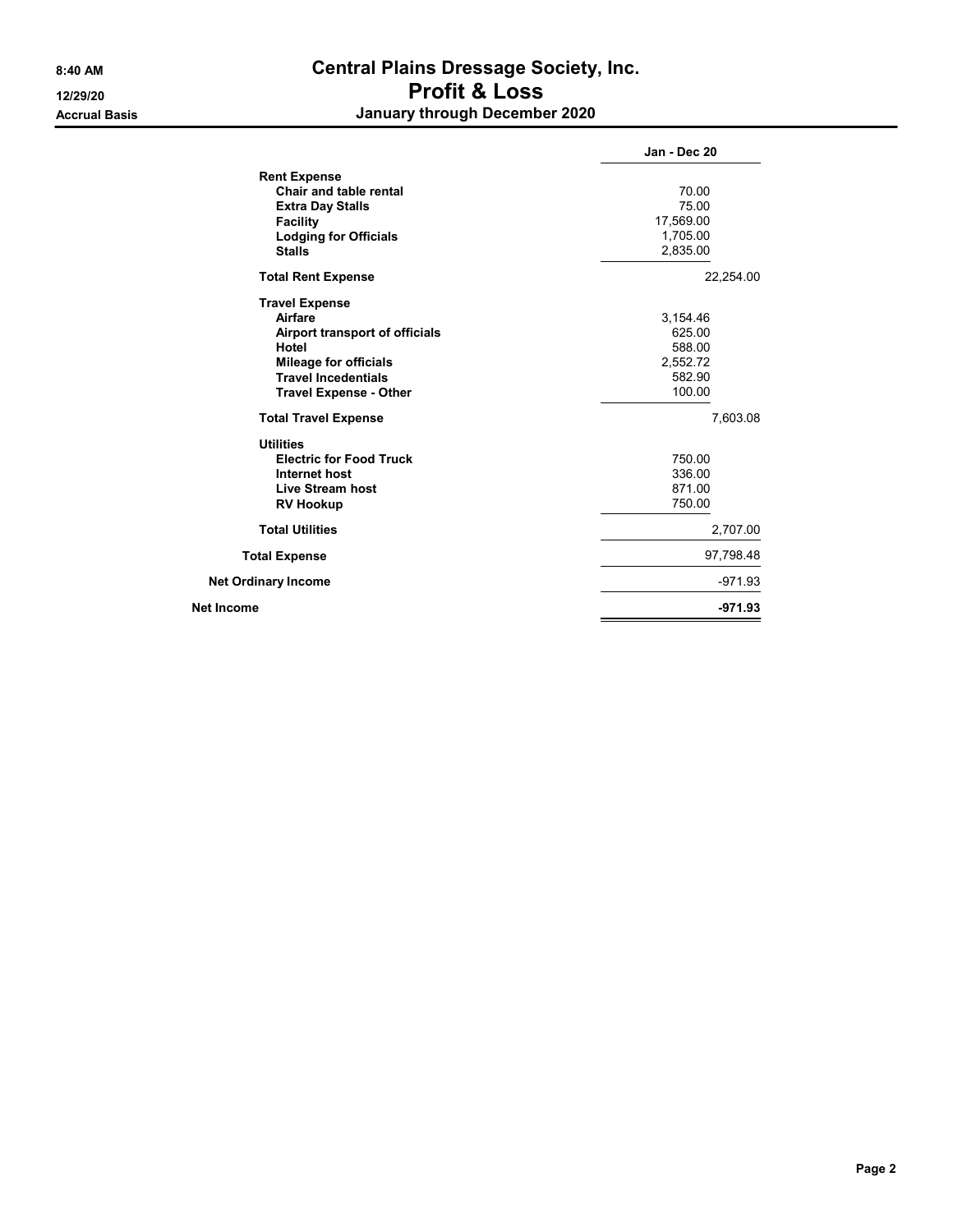# Central Plains Dressage Society, Inc.

## Profit & Loss

**Accrual Basis** — **January through December 2020**

8:40 AM
12/29/20

| | Jan - Dec 20 | |
|---|---|---|
| **Rent Expense** | | |
| **Chair and table rental** | 70.00 | |
| **Extra Day Stalls** | 75.00 | |
| **Facility** | 17,569.00 | |
| **Lodging for Officials** | 1,705.00 | |
| **Stalls** | 2,835.00 | |
| **Total Rent Expense** | | 22,254.00 |
| **Travel Expense** | | |
| **Airfare** | 3,154.46 | |
| **Airport transport of officials** | 625.00 | |
| **Hotel** | 588.00 | |
| **Mileage for officials** | 2,552.72 | |
| **Travel Incedentials** | 582.90 | |
| **Travel Expense - Other** | 100.00 | |
| **Total Travel Expense** | | 7,603.08 |
| **Utilities** | | |
| **Electric for Food Truck** | 750.00 | |
| **Internet host** | 336.00 | |
| **Live Stream host** | 871.00 | |
| **RV Hookup** | 750.00 | |
| **Total Utilities** | | 2,707.00 |
| **Total Expense** | | 97,798.48 |
| **Net Ordinary Income** | | -971.93 |
| **Net Income** | | **-971.93** |